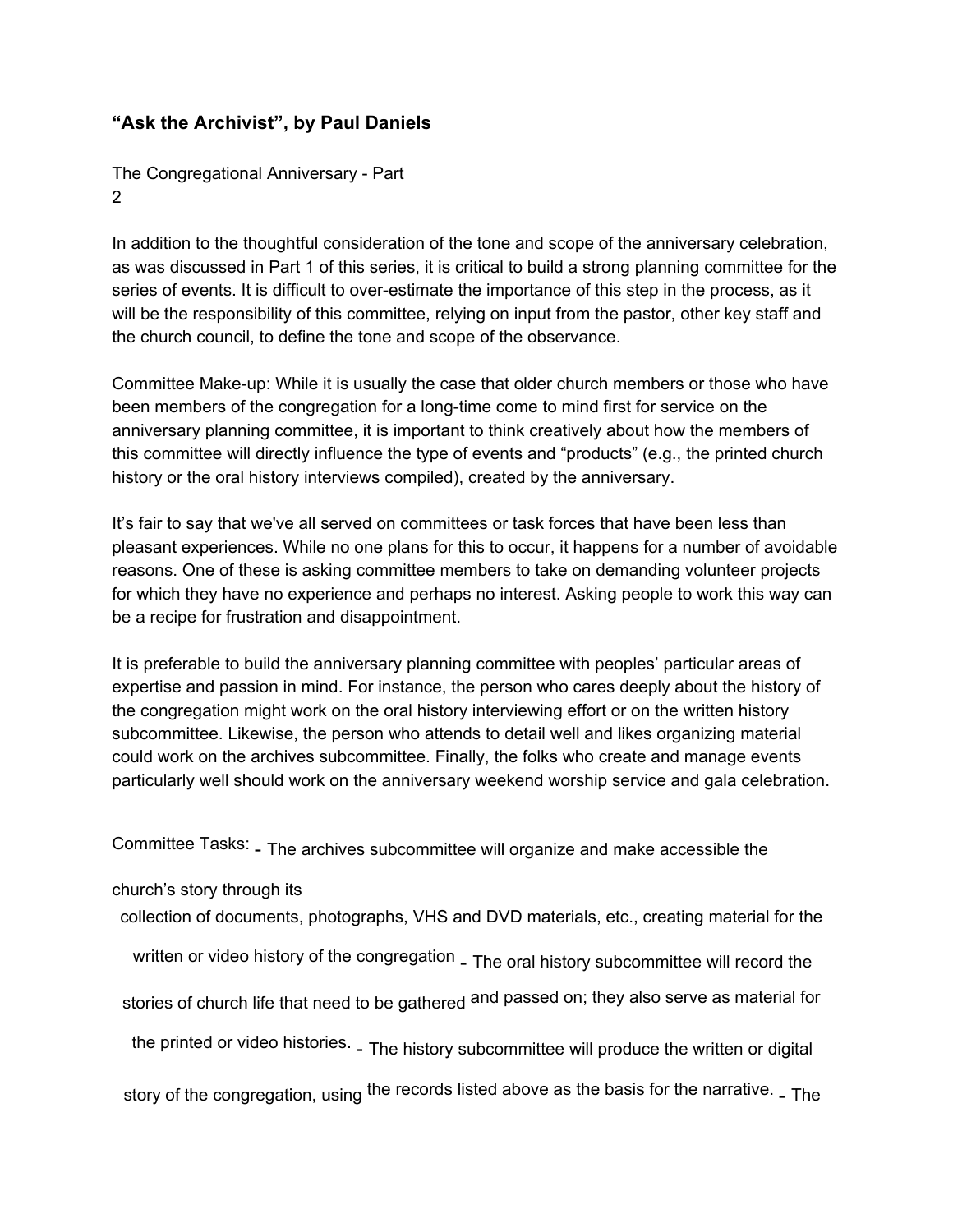## "Ask the Archivist", by Paul Daniels

The Congregational Anniversary - Part 2

In addition to the thoughtful consideration of the tone and scope of the anniversary celebration, as was discussed in Part 1 of this series, it is critical to build a strong planning committee for the series of events. It is difficult to over-estimate the importance of this step in the process, as it will be the responsibility of this committee, relying on input from the pastor, other key staff and the church council, to define the tone and scope of the observance.

Committee Make-up: While it is usually the case that older church members or those who have been members of the congregation for a long-time come to mind first for service on the anniversary planning committee, it is important to think creatively about how the members of this committee will directly influence the type of events and "products" (e.g., the printed church history or the oral history interviews compiled), created by the anniversary.

It's fair to say that we've all served on committees or task forces that have been less than pleasant experiences. While no one plans for this to occur, it happens for a number of avoidable reasons. One of these is asking committee members to take on demanding volunteer projects for which they have no experience and perhaps no interest. Asking people to work this way can be a recipe for frustration and disappointment.

It is preferable to build the anniversary planning committee with peoples' particular areas of expertise and passion in mind. For instance, the person who cares deeply about the history of the congregation might work on the oral history interviewing effort or on the written history subcommittee. Likewise, the person who attends to detail well and likes organizing material could work on the archives subcommittee. Finally, the folks who create and manage events particularly well should work on the anniversary weekend worship service and gala celebration.

Committee Tasks:

- The archives subcommittee will organize and make accessible the church's story through its collection of documents, photographs, VHS and DVD materials, etc., creating material for the written or video history of the congregation
- The oral history subcommittee will record the stories of church life that need to be gathered and passed on; they also serve as material for the printed or video histories.
- The history subcommittee will produce the written or digital story of the congregation, using the records listed above as the basis for the narrative.
- The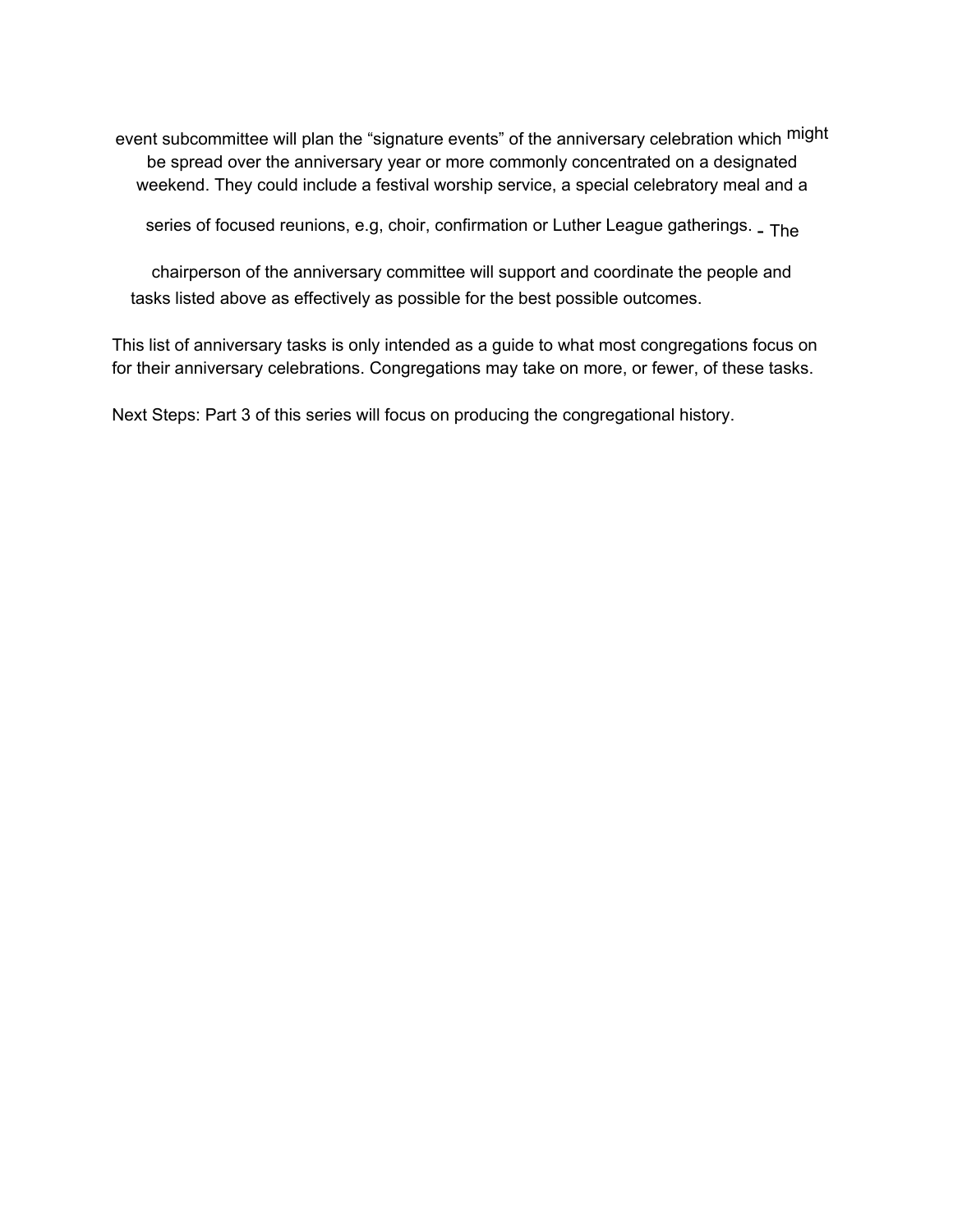event subcommittee will plan the "signature events" of the anniversary celebration which might be spread over the anniversary year or more commonly concentrated on a designated weekend. They could include a festival worship service, a special celebratory meal and a series of focused reunions, e.g, choir, confirmation or Luther League gatherings. - The chairperson of the anniversary committee will support and coordinate the people and tasks listed above as effectively as possible for the best possible outcomes.

This list of anniversary tasks is only intended as a guide to what most congregations focus on for their anniversary celebrations. Congregations may take on more, or fewer, of these tasks.

Next Steps: Part 3 of this series will focus on producing the congregational history.